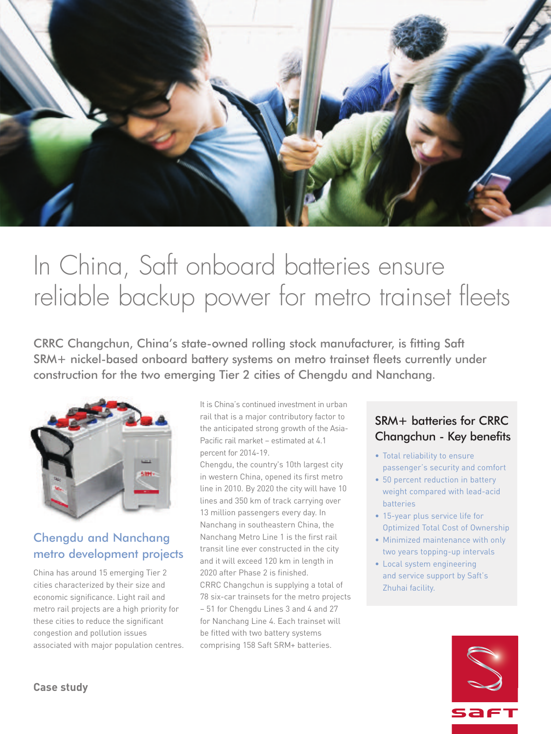# In China, Saft onboard batteries ensure reliable backup power for metro trainset fleets

CRRC Changchun, China's state-owned rolling stock manufacturer, is fitting Saft SRM+ nickel-based onboard battery systems on metro trainset fleets currently under construction for the two emerging Tier 2 cities of Chengdu and Nanchang.

## Chengdu and Nanchang metro development projects

China has around 15 emerging Tier 2 cities characterized by their size and economic significance. Light rail and metro rail projects are a high priority for these cities to reduce the significant congestion and pollution issues associated with major population centres.

It is China's continued investment in urban rail that is a major contributory factor to the anticipated strong growth of the Asia-Pacific rail market – estimated at 4.1 percent for 2014-19.

Chengdu, the country's 10th largest city in western China, opened its first metro line in 2010. By 2020 the city will have 10 lines and 350 km of track carrying over 13 million passengers every day. In Nanchang in southeastern China, the Nanchang Metro Line 1 is the first rail transit line ever constructed in the city and it will exceed 120 km in length in 2020 after Phase 2 is finished.

CRRC Changchun is supplying a total of 78 six-car trainsets for the metro projects – 51 for Chengdu Lines 3 and 4 and 27 for Nanchang Line 4. Each trainset will be fitted with two battery systems comprising 158 Saft SRM+ batteries.

### SRM+ batteries for CRRC Changchun - Key benefits

- Total reliability to ensure passenger's security and comfort
- 50 percent reduction in battery weight compared with lead-acid batteries
- 15-year plus service life for Optimized Total Cost of Ownership
- Minimized maintenance with only two years topping-up intervals
- Local system engineering and service support by Saft's Zhuhai facility.

**Case study**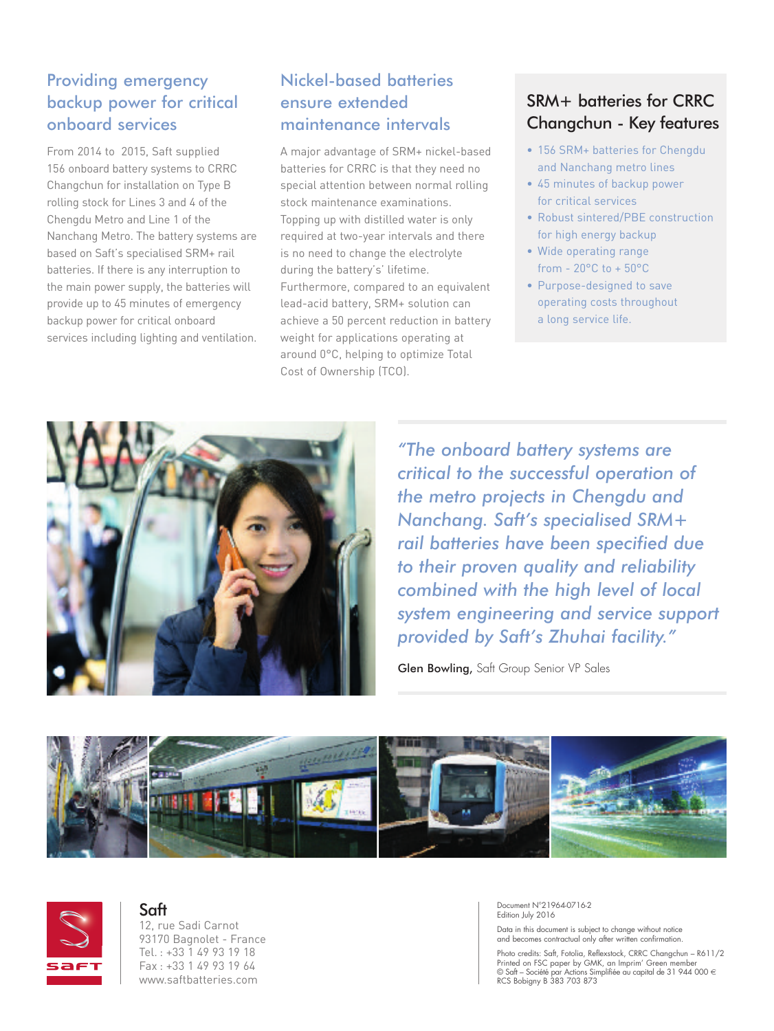## Providing emergency backup power for critical onboard services

From 2014 to 2015, Saft supplied 156 onboard battery systems to CRRC Changchun for installation on Type B rolling stock for Lines 3 and 4 of the Chengdu Metro and Line 1 of the Nanchang Metro. The battery systems are based on Saft's specialised SRM+ rail batteries. If there is any interruption to the main power supply, the batteries will provide up to 45 minutes of emergency backup power for critical onboard services including lighting and ventilation.

## Nickel-based batteries ensure extended maintenance intervals

A major advantage of SRM+ nickel-based batteries for CRRC is that they need no special attention between normal rolling stock maintenance examinations. Topping up with distilled water is only required at two-year intervals and there is no need to change the electrolyte during the battery's' lifetime. Furthermore, compared to an equivalent lead-acid battery, SRM+ solution can achieve a 50 percent reduction in battery weight for applications operating at around 0°C, helping to optimize Total Cost of Ownership (TCO).

## SRM+ batteries for CRRC Changchun - Key features

- 156 SRM+ batteries for Chengdu and Nanchang metro lines
- 45 minutes of backup power for critical services
- Robust sintered/PBE construction for high energy backup
- Wide operating range from - 20°C to + 50°C
- Purpose-designed to save operating costs throughout a long service life.

*"The onboard battery systems are critical to the successful operation of the metro projects in Chengdu and Nanchang. Saft's specialised SRM+ rail batteries have been specified due to their proven quality and reliability combined with the high level of local system engineering and service support provided by Saft's Zhuhai facility."*

**Glen Bowling,** Saft Group Senior VP Sales

**Saft**
12, rue Sadi Carnot
93170 Bagnolet - France
Tel. : +33 1 49 93 19 18
Fax : +33 1 49 93 19 64
www.saftbatteries.com

Document N°21964-0716-2
Edition July 2016

Data in this document is subject to change without notice and becomes contractual only after written confirmation.

Photo credits: Saft, Fotolia, Reflexstock, CRRC Changchun – R611/2
Printed on FSC paper by GMK, an Imprim' Green member
© Saft – Société par Actions Simplifiée au capital de 31 944 000 €
RCS Bobigny B 383 703 873